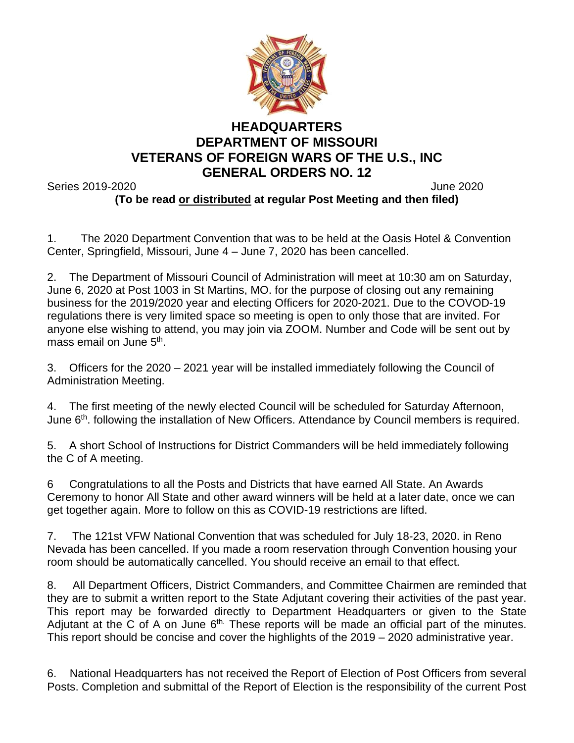# HEADQUARTERS
# DEPARTMENT OF MISSOURI
# VETERANS OF FOREIGN WARS OF THE U.S., INC
# GENERAL ORDERS NO. 12

Series 2019-2020 June 2020

**(To be read or distributed at regular Post Meeting and then filed)**

1. The 2020 Department Convention that was to be held at the Oasis Hotel & Convention Center, Springfield, Missouri, June 4 – June 7, 2020 has been cancelled.

2. The Department of Missouri Council of Administration will meet at 10:30 am on Saturday, June 6, 2020 at Post 1003 in St Martins, MO. for the purpose of closing out any remaining business for the 2019/2020 year and electing Officers for 2020-2021. Due to the COVOD-19 regulations there is very limited space so meeting is open to only those that are invited. For anyone else wishing to attend, you may join via ZOOM. Number and Code will be sent out by mass email on June 5th.

3. Officers for the 2020 – 2021 year will be installed immediately following the Council of Administration Meeting.

4. The first meeting of the newly elected Council will be scheduled for Saturday Afternoon, June 6th. following the installation of New Officers. Attendance by Council members is required.

5. A short School of Instructions for District Commanders will be held immediately following the C of A meeting.

6 Congratulations to all the Posts and Districts that have earned All State. An Awards Ceremony to honor All State and other award winners will be held at a later date, once we can get together again. More to follow on this as COVID-19 restrictions are lifted.

7. The 121st VFW National Convention that was scheduled for July 18-23, 2020. in Reno Nevada has been cancelled. If you made a room reservation through Convention housing your room should be automatically cancelled. You should receive an email to that effect.

8. All Department Officers, District Commanders, and Committee Chairmen are reminded that they are to submit a written report to the State Adjutant covering their activities of the past year. This report may be forwarded directly to Department Headquarters or given to the State Adjutant at the C of A on June 6th. These reports will be made an official part of the minutes. This report should be concise and cover the highlights of the 2019 – 2020 administrative year.

6. National Headquarters has not received the Report of Election of Post Officers from several Posts. Completion and submittal of the Report of Election is the responsibility of the current Post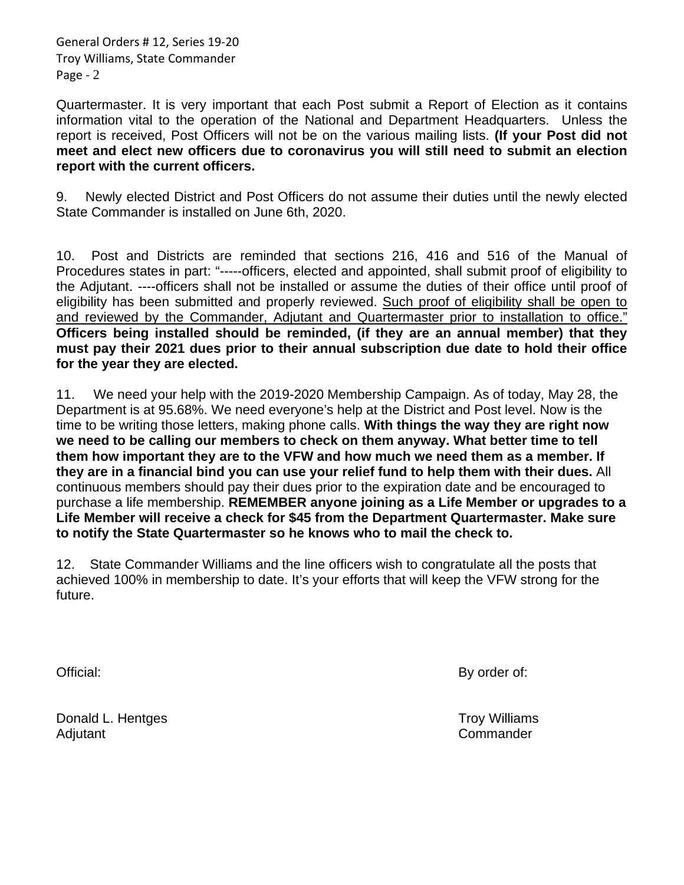Quartermaster. It is very important that each Post submit a Report of Election as it contains information vital to the operation of the National and Department Headquarters. Unless the report is received, Post Officers will not be on the various mailing lists. **(If your Post did not meet and elect new officers due to coronavirus you will still need to submit an election report with the current officers.**

9. Newly elected District and Post Officers do not assume their duties until the newly elected State Commander is installed on June 6th, 2020.

10. Post and Districts are reminded that sections 216, 416 and 516 of the Manual of Procedures states in part: "-----officers, elected and appointed, shall submit proof of eligibility to the Adjutant. ----officers shall not be installed or assume the duties of their office until proof of eligibility has been submitted and properly reviewed. <u>Such proof of eligibility shall be open to and reviewed by the Commander, Adjutant and Quartermaster prior to installation to office."</u> **Officers being installed should be reminded, (if they are an annual member) that they must pay their 2021 dues prior to their annual subscription due date to hold their office for the year they are elected.**

11. We need your help with the 2019-2020 Membership Campaign. As of today, May 28, the Department is at 95.68%. We need everyone's help at the District and Post level. Now is the time to be writing those letters, making phone calls. **With things the way they are right now we need to be calling our members to check on them anyway. What better time to tell them how important they are to the VFW and how much we need them as a member. If they are in a financial bind you can use your relief fund to help them with their dues.** All continuous members should pay their dues prior to the expiration date and be encouraged to purchase a life membership. **REMEMBER anyone joining as a Life Member or upgrades to a Life Member will receive a check for $45 from the Department Quartermaster. Make sure to notify the State Quartermaster so he knows who to mail the check to.**

12. State Commander Williams and the line officers wish to congratulate all the posts that achieved 100% in membership to date. It's your efforts that will keep the VFW strong for the future.

Official:

Donald L. Hentges
Adjutant

By order of:

Troy Williams
Commander